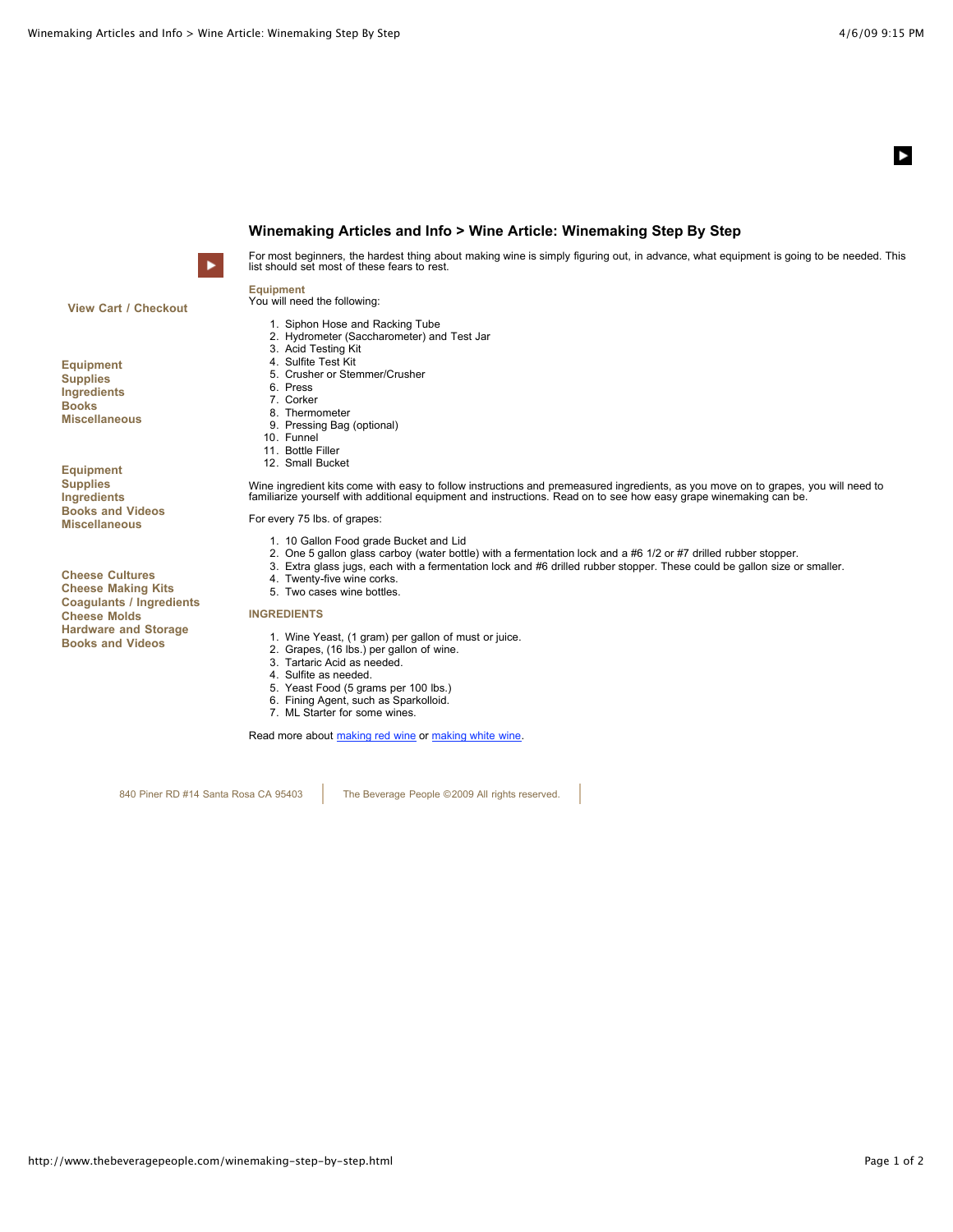## Winemaking Articles and Info > Wine Article: Winemaking Step By Step

View Cart / Checkout

Equipment
Supplies
Ingredients
Books
Miscellaneous

Equipment
Supplies
Ingredients
Books and Videos
Miscellaneous

Cheese Cultures
Cheese Making Kits
Coagulants / Ingredients
Cheese Molds
Hardware and Storage
Books and Videos

For most beginners, the hardest thing about making wine is simply figuring out, in advance, what equipment is going to be needed. This list should set most of these fears to rest.

**Equipment**
You will need the following:

1. Siphon Hose and Racking Tube
2. Hydrometer (Saccharometer) and Test Jar
3. Acid Testing Kit
4. Sulfite Test Kit
5. Crusher or Stemmer/Crusher
6. Press
7. Corker
8. Thermometer
9. Pressing Bag (optional)
10. Funnel
11. Bottle Filler
12. Small Bucket

Wine ingredient kits come with easy to follow instructions and premeasured ingredients, as you move on to grapes, you will need to familiarize yourself with additional equipment and instructions. Read on to see how easy grape winemaking can be.

For every 75 lbs. of grapes:

1. 10 Gallon Food grade Bucket and Lid
2. One 5 gallon glass carboy (water bottle) with a fermentation lock and a #6 1/2 or #7 drilled rubber stopper.
3. Extra glass jugs, each with a fermentation lock and #6 drilled rubber stopper. These could be gallon size or smaller.
4. Twenty-five wine corks.
5. Two cases wine bottles.

**INGREDIENTS**

1. Wine Yeast, (1 gram) per gallon of must or juice.
2. Grapes, (16 lbs.) per gallon of wine.
3. Tartaric Acid as needed.
4. Sulfite as needed.
5. Yeast Food (5 grams per 100 lbs.)
6. Fining Agent, such as Sparkolloid.
7. ML Starter for some wines.

Read more about making red wine or making white wine.

840 Piner RD #14 Santa Rosa CA 95403 | The Beverage People ©2009 All rights reserved.